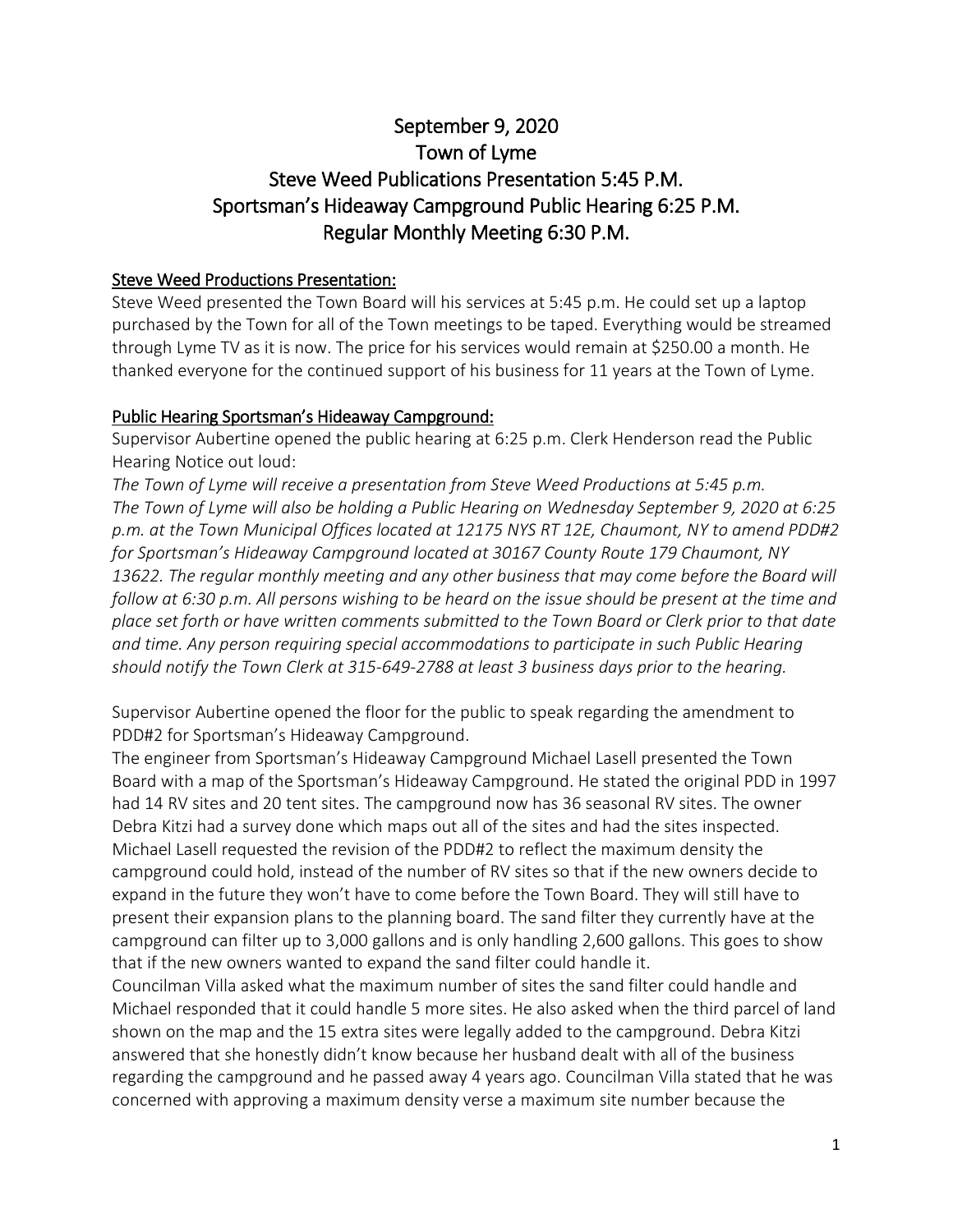# September 9, 2020
# Town of Lyme
# Steve Weed Publications Presentation 5:45 P.M.
# Sportsman's Hideaway Campground Public Hearing 6:25 P.M.
# Regular Monthly Meeting 6:30 P.M.

## Steve Weed Productions Presentation:

Steve Weed presented the Town Board will his services at 5:45 p.m. He could set up a laptop purchased by the Town for all of the Town meetings to be taped. Everything would be streamed through Lyme TV as it is now. The price for his services would remain at $250.00 a month. He thanked everyone for the continued support of his business for 11 years at the Town of Lyme.

## Public Hearing Sportsman's Hideaway Campground:

Supervisor Aubertine opened the public hearing at 6:25 p.m. Clerk Henderson read the Public Hearing Notice out loud:

*The Town of Lyme will receive a presentation from Steve Weed Productions at 5:45 p.m. The Town of Lyme will also be holding a Public Hearing on Wednesday September 9, 2020 at 6:25 p.m. at the Town Municipal Offices located at 12175 NYS RT 12E, Chaumont, NY to amend PDD#2 for Sportsman's Hideaway Campground located at 30167 County Route 179 Chaumont, NY 13622. The regular monthly meeting and any other business that may come before the Board will follow at 6:30 p.m. All persons wishing to be heard on the issue should be present at the time and place set forth or have written comments submitted to the Town Board or Clerk prior to that date and time. Any person requiring special accommodations to participate in such Public Hearing should notify the Town Clerk at 315-649-2788 at least 3 business days prior to the hearing.*

Supervisor Aubertine opened the floor for the public to speak regarding the amendment to PDD#2 for Sportsman's Hideaway Campground.

The engineer from Sportsman's Hideaway Campground Michael Lasell presented the Town Board with a map of the Sportsman's Hideaway Campground. He stated the original PDD in 1997 had 14 RV sites and 20 tent sites. The campground now has 36 seasonal RV sites. The owner Debra Kitzi had a survey done which maps out all of the sites and had the sites inspected. Michael Lasell requested the revision of the PDD#2 to reflect the maximum density the campground could hold, instead of the number of RV sites so that if the new owners decide to expand in the future they won't have to come before the Town Board. They will still have to present their expansion plans to the planning board. The sand filter they currently have at the campground can filter up to 3,000 gallons and is only handling 2,600 gallons. This goes to show that if the new owners wanted to expand the sand filter could handle it.

Councilman Villa asked what the maximum number of sites the sand filter could handle and Michael responded that it could handle 5 more sites. He also asked when the third parcel of land shown on the map and the 15 extra sites were legally added to the campground. Debra Kitzi answered that she honestly didn't know because her husband dealt with all of the business regarding the campground and he passed away 4 years ago. Councilman Villa stated that he was concerned with approving a maximum density verse a maximum site number because the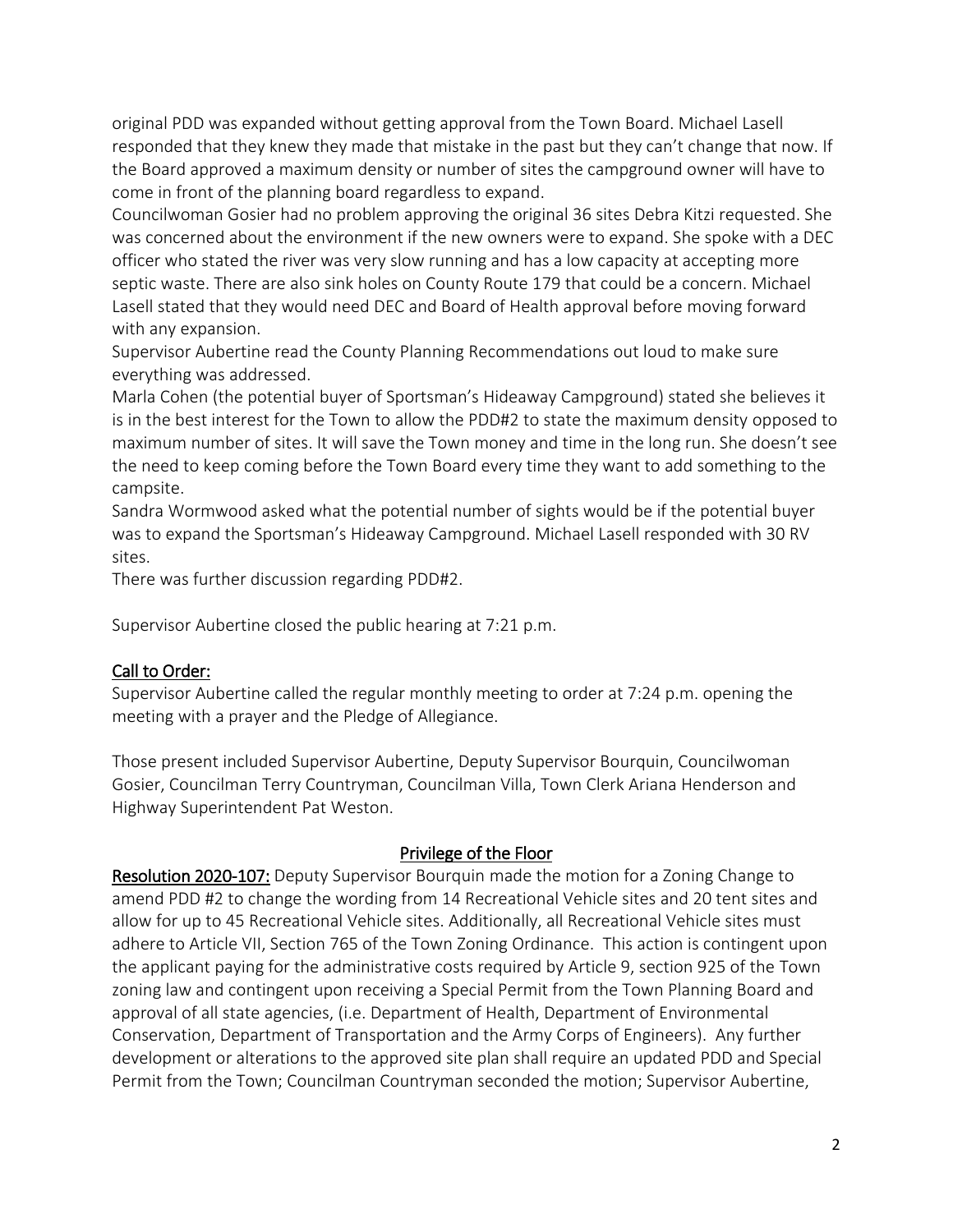original PDD was expanded without getting approval from the Town Board. Michael Lasell responded that they knew they made that mistake in the past but they can't change that now. If the Board approved a maximum density or number of sites the campground owner will have to come in front of the planning board regardless to expand.

Councilwoman Gosier had no problem approving the original 36 sites Debra Kitzi requested. She was concerned about the environment if the new owners were to expand. She spoke with a DEC officer who stated the river was very slow running and has a low capacity at accepting more septic waste. There are also sink holes on County Route 179 that could be a concern. Michael Lasell stated that they would need DEC and Board of Health approval before moving forward with any expansion.

Supervisor Aubertine read the County Planning Recommendations out loud to make sure everything was addressed.

Marla Cohen (the potential buyer of Sportsman's Hideaway Campground) stated she believes it is in the best interest for the Town to allow the PDD#2 to state the maximum density opposed to maximum number of sites. It will save the Town money and time in the long run. She doesn't see the need to keep coming before the Town Board every time they want to add something to the campsite.

Sandra Wormwood asked what the potential number of sights would be if the potential buyer was to expand the Sportsman's Hideaway Campground. Michael Lasell responded with 30 RV sites.

There was further discussion regarding PDD#2.

Supervisor Aubertine closed the public hearing at 7:21 p.m.

## Call to Order:

Supervisor Aubertine called the regular monthly meeting to order at 7:24 p.m. opening the meeting with a prayer and the Pledge of Allegiance.

Those present included Supervisor Aubertine, Deputy Supervisor Bourquin, Councilwoman Gosier, Councilman Terry Countryman, Councilman Villa, Town Clerk Ariana Henderson and Highway Superintendent Pat Weston.

## Privilege of the Floor

**Resolution 2020-107:** Deputy Supervisor Bourquin made the motion for a Zoning Change to amend PDD #2 to change the wording from 14 Recreational Vehicle sites and 20 tent sites and allow for up to 45 Recreational Vehicle sites. Additionally, all Recreational Vehicle sites must adhere to Article VII, Section 765 of the Town Zoning Ordinance. This action is contingent upon the applicant paying for the administrative costs required by Article 9, section 925 of the Town zoning law and contingent upon receiving a Special Permit from the Town Planning Board and approval of all state agencies, (i.e. Department of Health, Department of Environmental Conservation, Department of Transportation and the Army Corps of Engineers). Any further development or alterations to the approved site plan shall require an updated PDD and Special Permit from the Town; Councilman Countryman seconded the motion; Supervisor Aubertine,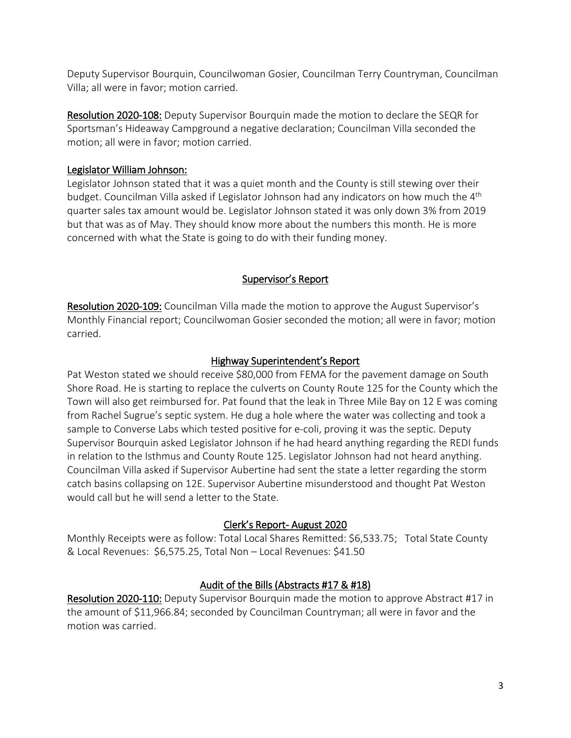Deputy Supervisor Bourquin, Councilwoman Gosier, Councilman Terry Countryman, Councilman Villa; all were in favor; motion carried.

**Resolution 2020-108:** Deputy Supervisor Bourquin made the motion to declare the SEQR for Sportsman's Hideaway Campground a negative declaration; Councilman Villa seconded the motion; all were in favor; motion carried.

**Legislator William Johnson:**

Legislator Johnson stated that it was a quiet month and the County is still stewing over their budget. Councilman Villa asked if Legislator Johnson had any indicators on how much the 4th quarter sales tax amount would be. Legislator Johnson stated it was only down 3% from 2019 but that was as of May. They should know more about the numbers this month. He is more concerned with what the State is going to do with their funding money.

## Supervisor's Report

**Resolution 2020-109:** Councilman Villa made the motion to approve the August Supervisor's Monthly Financial report; Councilwoman Gosier seconded the motion; all were in favor; motion carried.

## Highway Superintendent's Report

Pat Weston stated we should receive $80,000 from FEMA for the pavement damage on South Shore Road. He is starting to replace the culverts on County Route 125 for the County which the Town will also get reimbursed for. Pat found that the leak in Three Mile Bay on 12 E was coming from Rachel Sugrue's septic system. He dug a hole where the water was collecting and took a sample to Converse Labs which tested positive for e-coli, proving it was the septic. Deputy Supervisor Bourquin asked Legislator Johnson if he had heard anything regarding the REDI funds in relation to the Isthmus and County Route 125. Legislator Johnson had not heard anything. Councilman Villa asked if Supervisor Aubertine had sent the state a letter regarding the storm catch basins collapsing on 12E. Supervisor Aubertine misunderstood and thought Pat Weston would call but he will send a letter to the State.

## Clerk's Report- August 2020

Monthly Receipts were as follow: Total Local Shares Remitted: $6,533.75; Total State County & Local Revenues: $6,575.25, Total Non – Local Revenues: $41.50

## Audit of the Bills (Abstracts #17 & #18)

**Resolution 2020-110:** Deputy Supervisor Bourquin made the motion to approve Abstract #17 in the amount of $11,966.84; seconded by Councilman Countryman; all were in favor and the motion was carried.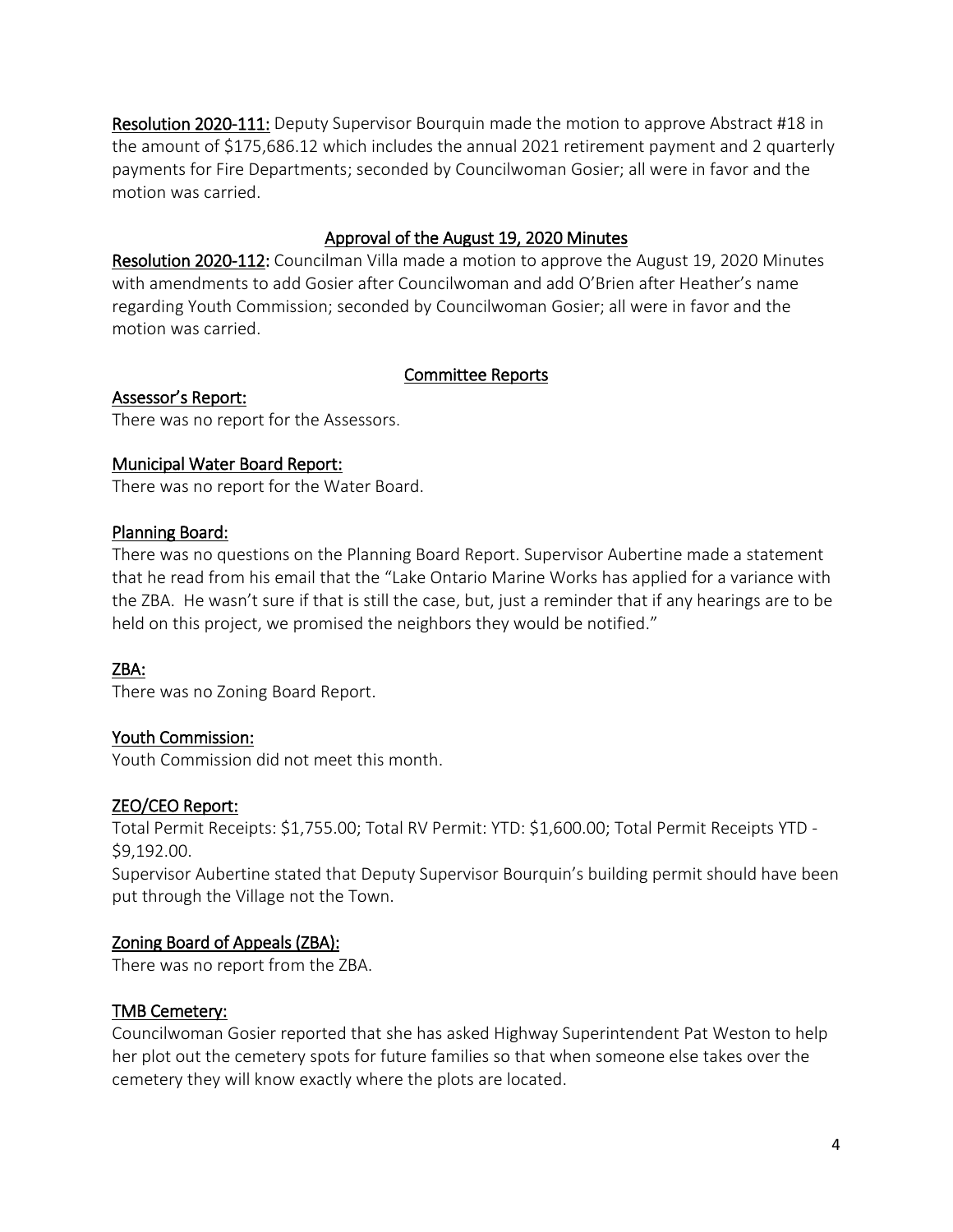**Resolution 2020-111:** Deputy Supervisor Bourquin made the motion to approve Abstract #18 in the amount of $175,686.12 which includes the annual 2021 retirement payment and 2 quarterly payments for Fire Departments; seconded by Councilwoman Gosier; all were in favor and the motion was carried.

## Approval of the August 19, 2020 Minutes

**Resolution 2020-112:** Councilman Villa made a motion to approve the August 19, 2020 Minutes with amendments to add Gosier after Councilwoman and add O'Brien after Heather's name regarding Youth Commission; seconded by Councilwoman Gosier; all were in favor and the motion was carried.

## Committee Reports

### Assessor's Report:

There was no report for the Assessors.

### Municipal Water Board Report:

There was no report for the Water Board.

### Planning Board:

There was no questions on the Planning Board Report. Supervisor Aubertine made a statement that he read from his email that the "Lake Ontario Marine Works has applied for a variance with the ZBA. He wasn't sure if that is still the case, but, just a reminder that if any hearings are to be held on this project, we promised the neighbors they would be notified."

### ZBA:

There was no Zoning Board Report.

### Youth Commission:

Youth Commission did not meet this month.

### ZEO/CEO Report:

Total Permit Receipts: $1,755.00; Total RV Permit: YTD: $1,600.00; Total Permit Receipts YTD - $9,192.00.

Supervisor Aubertine stated that Deputy Supervisor Bourquin's building permit should have been put through the Village not the Town.

### Zoning Board of Appeals (ZBA):

There was no report from the ZBA.

### TMB Cemetery:

Councilwoman Gosier reported that she has asked Highway Superintendent Pat Weston to help her plot out the cemetery spots for future families so that when someone else takes over the cemetery they will know exactly where the plots are located.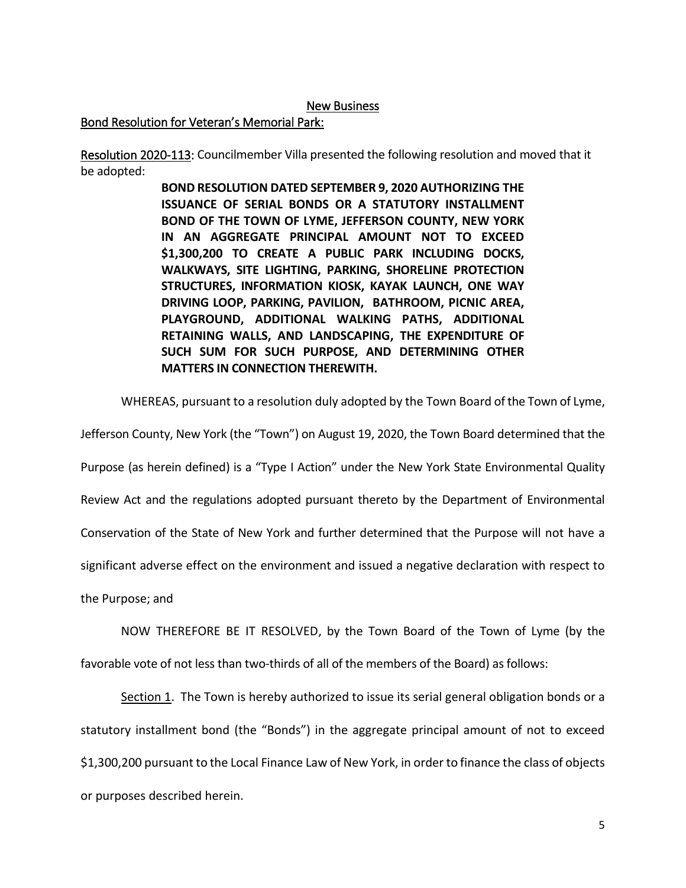## New Business

### Bond Resolution for Veteran's Memorial Park:

Resolution 2020-113: Councilmember Villa presented the following resolution and moved that it be adopted:

> **BOND RESOLUTION DATED SEPTEMBER 9, 2020 AUTHORIZING THE ISSUANCE OF SERIAL BONDS OR A STATUTORY INSTALLMENT BOND OF THE TOWN OF LYME, JEFFERSON COUNTY, NEW YORK IN AN AGGREGATE PRINCIPAL AMOUNT NOT TO EXCEED $1,300,200 TO CREATE A PUBLIC PARK INCLUDING DOCKS, WALKWAYS, SITE LIGHTING, PARKING, SHORELINE PROTECTION STRUCTURES, INFORMATION KIOSK, KAYAK LAUNCH, ONE WAY DRIVING LOOP, PARKING, PAVILION, BATHROOM, PICNIC AREA, PLAYGROUND, ADDITIONAL WALKING PATHS, ADDITIONAL RETAINING WALLS, AND LANDSCAPING, THE EXPENDITURE OF SUCH SUM FOR SUCH PURPOSE, AND DETERMINING OTHER MATTERS IN CONNECTION THEREWITH.**

WHEREAS, pursuant to a resolution duly adopted by the Town Board of the Town of Lyme, Jefferson County, New York (the "Town") on August 19, 2020, the Town Board determined that the Purpose (as herein defined) is a "Type I Action" under the New York State Environmental Quality Review Act and the regulations adopted pursuant thereto by the Department of Environmental Conservation of the State of New York and further determined that the Purpose will not have a significant adverse effect on the environment and issued a negative declaration with respect to the Purpose; and

NOW THEREFORE BE IT RESOLVED, by the Town Board of the Town of Lyme (by the favorable vote of not less than two-thirds of all of the members of the Board) as follows:

Section 1. The Town is hereby authorized to issue its serial general obligation bonds or a statutory installment bond (the "Bonds") in the aggregate principal amount of not to exceed $1,300,200 pursuant to the Local Finance Law of New York, in order to finance the class of objects or purposes described herein.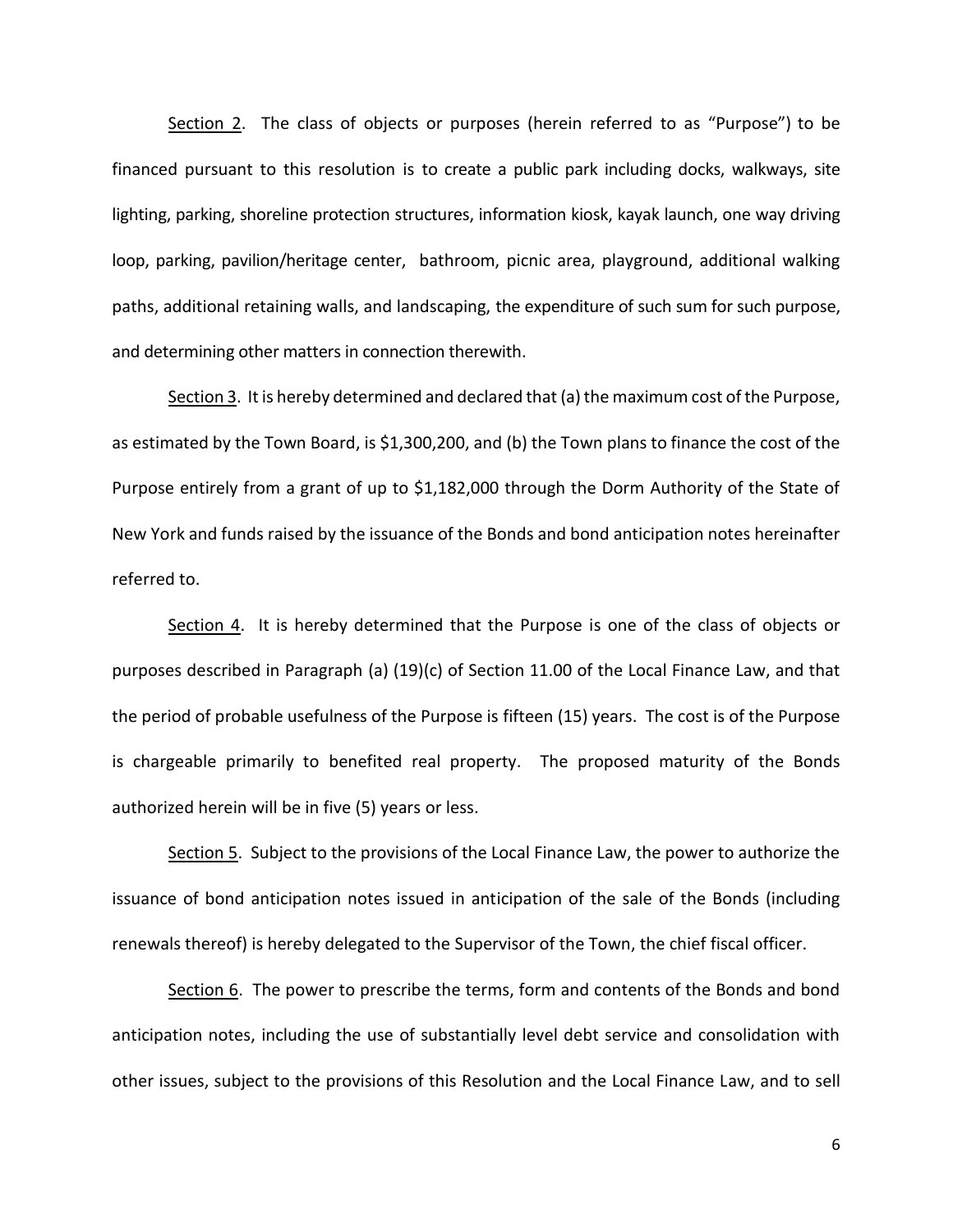Section 2. The class of objects or purposes (herein referred to as "Purpose") to be financed pursuant to this resolution is to create a public park including docks, walkways, site lighting, parking, shoreline protection structures, information kiosk, kayak launch, one way driving loop, parking, pavilion/heritage center, bathroom, picnic area, playground, additional walking paths, additional retaining walls, and landscaping, the expenditure of such sum for such purpose, and determining other matters in connection therewith.

Section 3. It is hereby determined and declared that (a) the maximum cost of the Purpose, as estimated by the Town Board, is $1,300,200, and (b) the Town plans to finance the cost of the Purpose entirely from a grant of up to $1,182,000 through the Dorm Authority of the State of New York and funds raised by the issuance of the Bonds and bond anticipation notes hereinafter referred to.

Section 4. It is hereby determined that the Purpose is one of the class of objects or purposes described in Paragraph (a) (19)(c) of Section 11.00 of the Local Finance Law, and that the period of probable usefulness of the Purpose is fifteen (15) years. The cost is of the Purpose is chargeable primarily to benefited real property. The proposed maturity of the Bonds authorized herein will be in five (5) years or less.

Section 5. Subject to the provisions of the Local Finance Law, the power to authorize the issuance of bond anticipation notes issued in anticipation of the sale of the Bonds (including renewals thereof) is hereby delegated to the Supervisor of the Town, the chief fiscal officer.

Section 6. The power to prescribe the terms, form and contents of the Bonds and bond anticipation notes, including the use of substantially level debt service and consolidation with other issues, subject to the provisions of this Resolution and the Local Finance Law, and to sell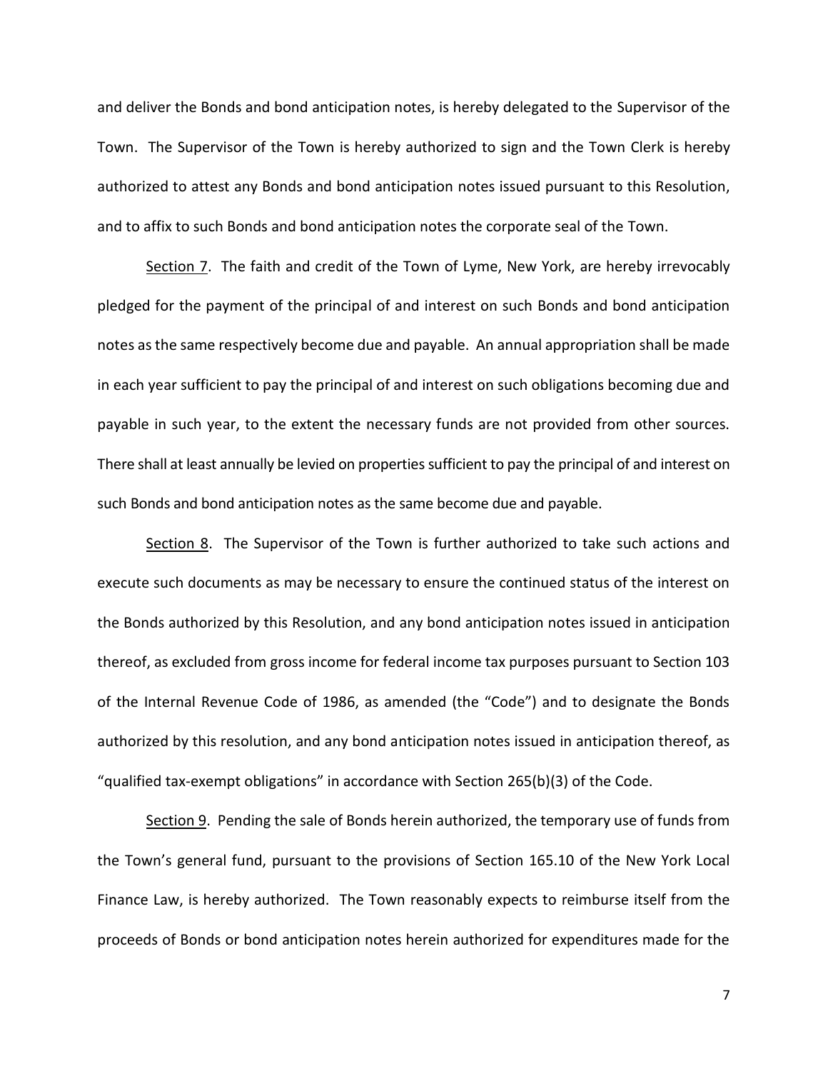and deliver the Bonds and bond anticipation notes, is hereby delegated to the Supervisor of the Town. The Supervisor of the Town is hereby authorized to sign and the Town Clerk is hereby authorized to attest any Bonds and bond anticipation notes issued pursuant to this Resolution, and to affix to such Bonds and bond anticipation notes the corporate seal of the Town.

Section 7. The faith and credit of the Town of Lyme, New York, are hereby irrevocably pledged for the payment of the principal of and interest on such Bonds and bond anticipation notes as the same respectively become due and payable. An annual appropriation shall be made in each year sufficient to pay the principal of and interest on such obligations becoming due and payable in such year, to the extent the necessary funds are not provided from other sources. There shall at least annually be levied on properties sufficient to pay the principal of and interest on such Bonds and bond anticipation notes as the same become due and payable.

Section 8. The Supervisor of the Town is further authorized to take such actions and execute such documents as may be necessary to ensure the continued status of the interest on the Bonds authorized by this Resolution, and any bond anticipation notes issued in anticipation thereof, as excluded from gross income for federal income tax purposes pursuant to Section 103 of the Internal Revenue Code of 1986, as amended (the "Code") and to designate the Bonds authorized by this resolution, and any bond anticipation notes issued in anticipation thereof, as "qualified tax-exempt obligations" in accordance with Section 265(b)(3) of the Code.

Section 9. Pending the sale of Bonds herein authorized, the temporary use of funds from the Town's general fund, pursuant to the provisions of Section 165.10 of the New York Local Finance Law, is hereby authorized. The Town reasonably expects to reimburse itself from the proceeds of Bonds or bond anticipation notes herein authorized for expenditures made for the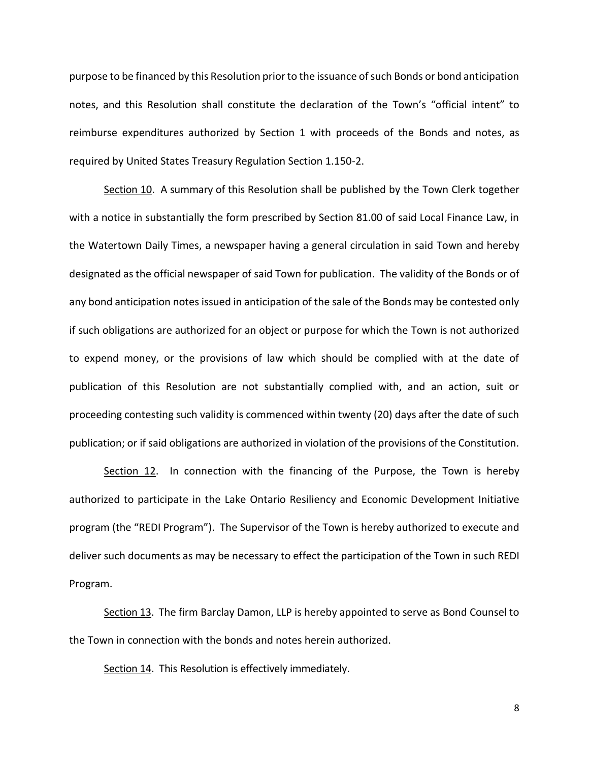purpose to be financed by this Resolution prior to the issuance of such Bonds or bond anticipation notes, and this Resolution shall constitute the declaration of the Town's "official intent" to reimburse expenditures authorized by Section 1 with proceeds of the Bonds and notes, as required by United States Treasury Regulation Section 1.150-2.

Section 10. A summary of this Resolution shall be published by the Town Clerk together with a notice in substantially the form prescribed by Section 81.00 of said Local Finance Law, in the Watertown Daily Times, a newspaper having a general circulation in said Town and hereby designated as the official newspaper of said Town for publication. The validity of the Bonds or of any bond anticipation notes issued in anticipation of the sale of the Bonds may be contested only if such obligations are authorized for an object or purpose for which the Town is not authorized to expend money, or the provisions of law which should be complied with at the date of publication of this Resolution are not substantially complied with, and an action, suit or proceeding contesting such validity is commenced within twenty (20) days after the date of such publication; or if said obligations are authorized in violation of the provisions of the Constitution.

Section 12. In connection with the financing of the Purpose, the Town is hereby authorized to participate in the Lake Ontario Resiliency and Economic Development Initiative program (the "REDI Program"). The Supervisor of the Town is hereby authorized to execute and deliver such documents as may be necessary to effect the participation of the Town in such REDI Program.

Section 13. The firm Barclay Damon, LLP is hereby appointed to serve as Bond Counsel to the Town in connection with the bonds and notes herein authorized.

Section 14. This Resolution is effectively immediately.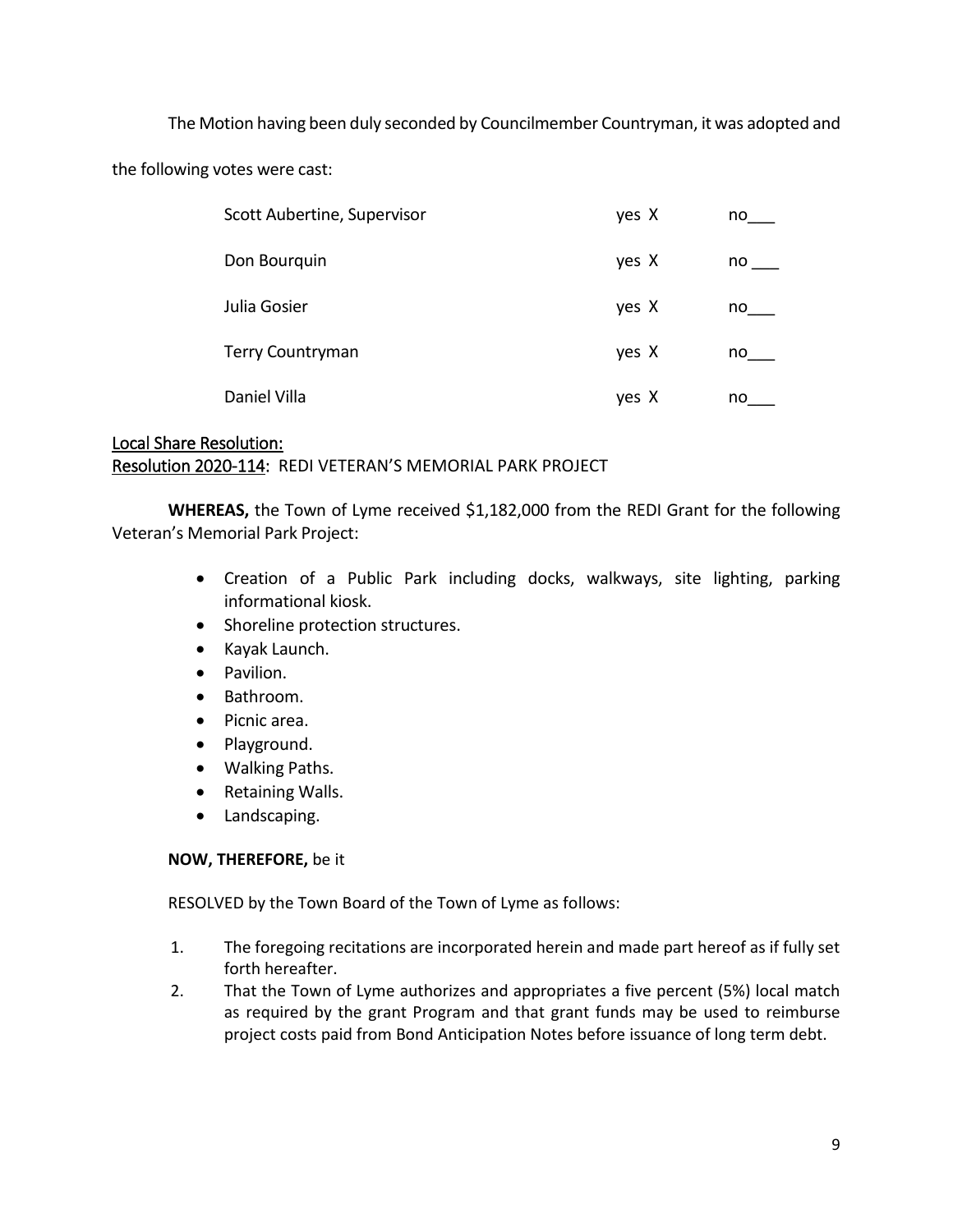The Motion having been duly seconded by Councilmember Countryman, it was adopted and the following votes were cast:

| | | |
|---|---|---|
| Scott Aubertine, Supervisor | yes X | no___ |
| Don Bourquin | yes X | no ___ |
| Julia Gosier | yes X | no___ |
| Terry Countryman | yes X | no___ |
| Daniel Villa | yes X | no___ |

Local Share Resolution:

Resolution 2020-114: REDI VETERAN'S MEMORIAL PARK PROJECT

**WHEREAS,** the Town of Lyme received $1,182,000 from the REDI Grant for the following Veteran's Memorial Park Project:

- Creation of a Public Park including docks, walkways, site lighting, parking informational kiosk.
- Shoreline protection structures.
- Kayak Launch.
- Pavilion.
- Bathroom.
- Picnic area.
- Playground.
- Walking Paths.
- Retaining Walls.
- Landscaping.

**NOW, THEREFORE,** be it

RESOLVED by the Town Board of the Town of Lyme as follows:

1. The foregoing recitations are incorporated herein and made part hereof as if fully set forth hereafter.
2. That the Town of Lyme authorizes and appropriates a five percent (5%) local match as required by the grant Program and that grant funds may be used to reimburse project costs paid from Bond Anticipation Notes before issuance of long term debt.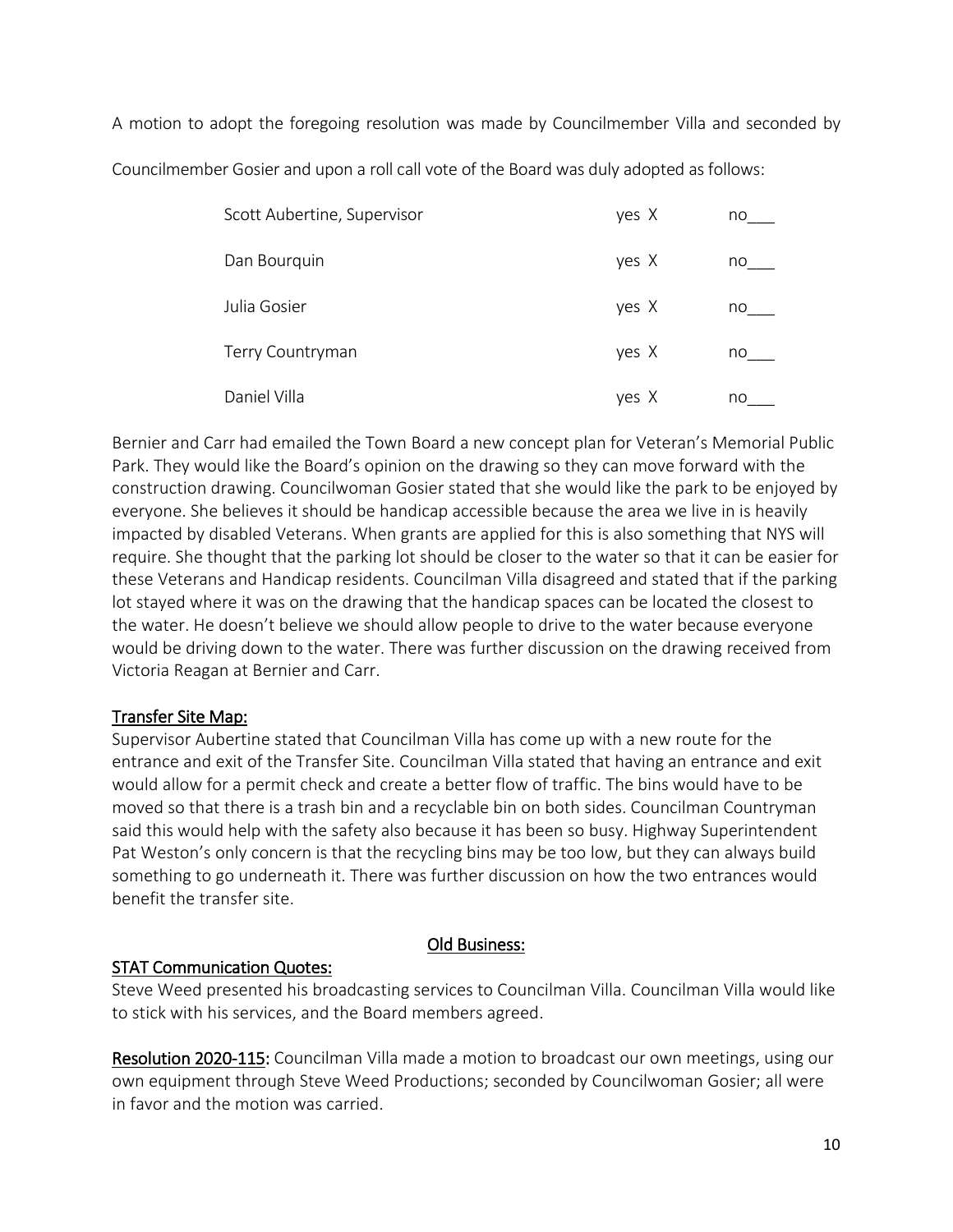A motion to adopt the foregoing resolution was made by Councilmember Villa and seconded by Councilmember Gosier and upon a roll call vote of the Board was duly adopted as follows:

| | | |
|---|---|---|
| Scott Aubertine, Supervisor | yes X | no___ |
| Dan Bourquin | yes X | no___ |
| Julia Gosier | yes X | no___ |
| Terry Countryman | yes X | no___ |
| Daniel Villa | yes X | no___ |

Bernier and Carr had emailed the Town Board a new concept plan for Veteran's Memorial Public Park. They would like the Board's opinion on the drawing so they can move forward with the construction drawing. Councilwoman Gosier stated that she would like the park to be enjoyed by everyone. She believes it should be handicap accessible because the area we live in is heavily impacted by disabled Veterans. When grants are applied for this is also something that NYS will require. She thought that the parking lot should be closer to the water so that it can be easier for these Veterans and Handicap residents. Councilman Villa disagreed and stated that if the parking lot stayed where it was on the drawing that the handicap spaces can be located the closest to the water. He doesn't believe we should allow people to drive to the water because everyone would be driving down to the water. There was further discussion on the drawing received from Victoria Reagan at Bernier and Carr.

<u>Transfer Site Map:</u>
Supervisor Aubertine stated that Councilman Villa has come up with a new route for the entrance and exit of the Transfer Site. Councilman Villa stated that having an entrance and exit would allow for a permit check and create a better flow of traffic. The bins would have to be moved so that there is a trash bin and a recyclable bin on both sides. Councilman Countryman said this would help with the safety also because it has been so busy. Highway Superintendent Pat Weston's only concern is that the recycling bins may be too low, but they can always build something to go underneath it. There was further discussion on how the two entrances would benefit the transfer site.

<u>Old Business:</u>

<u>STAT Communication Quotes:</u>
Steve Weed presented his broadcasting services to Councilman Villa. Councilman Villa would like to stick with his services, and the Board members agreed.

<u>Resolution 2020-115</u>: Councilman Villa made a motion to broadcast our own meetings, using our own equipment through Steve Weed Productions; seconded by Councilwoman Gosier; all were in favor and the motion was carried.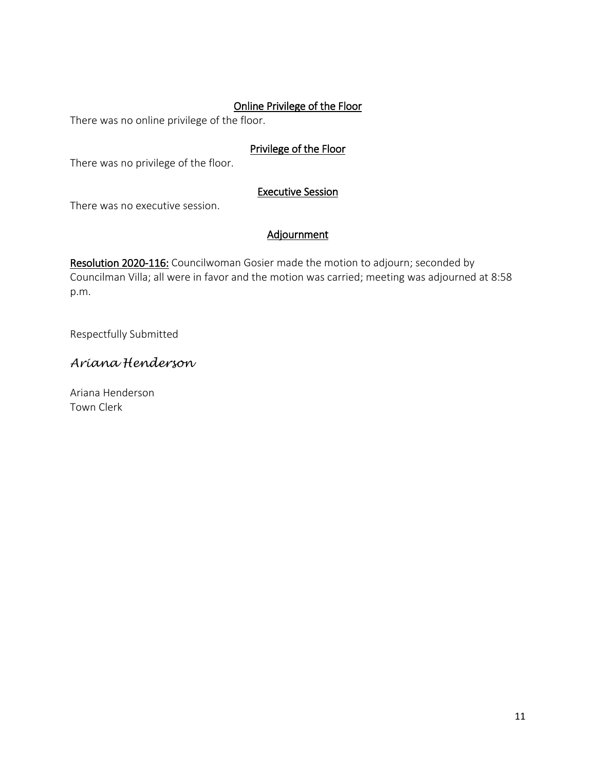## Online Privilege of the Floor

There was no online privilege of the floor.

## Privilege of the Floor

There was no privilege of the floor.

## Executive Session

There was no executive session.

## Adjournment

**Resolution 2020-116:** Councilwoman Gosier made the motion to adjourn; seconded by Councilman Villa; all were in favor and the motion was carried; meeting was adjourned at 8:58 p.m.

Respectfully Submitted

*Ariana Henderson*

Ariana Henderson
Town Clerk